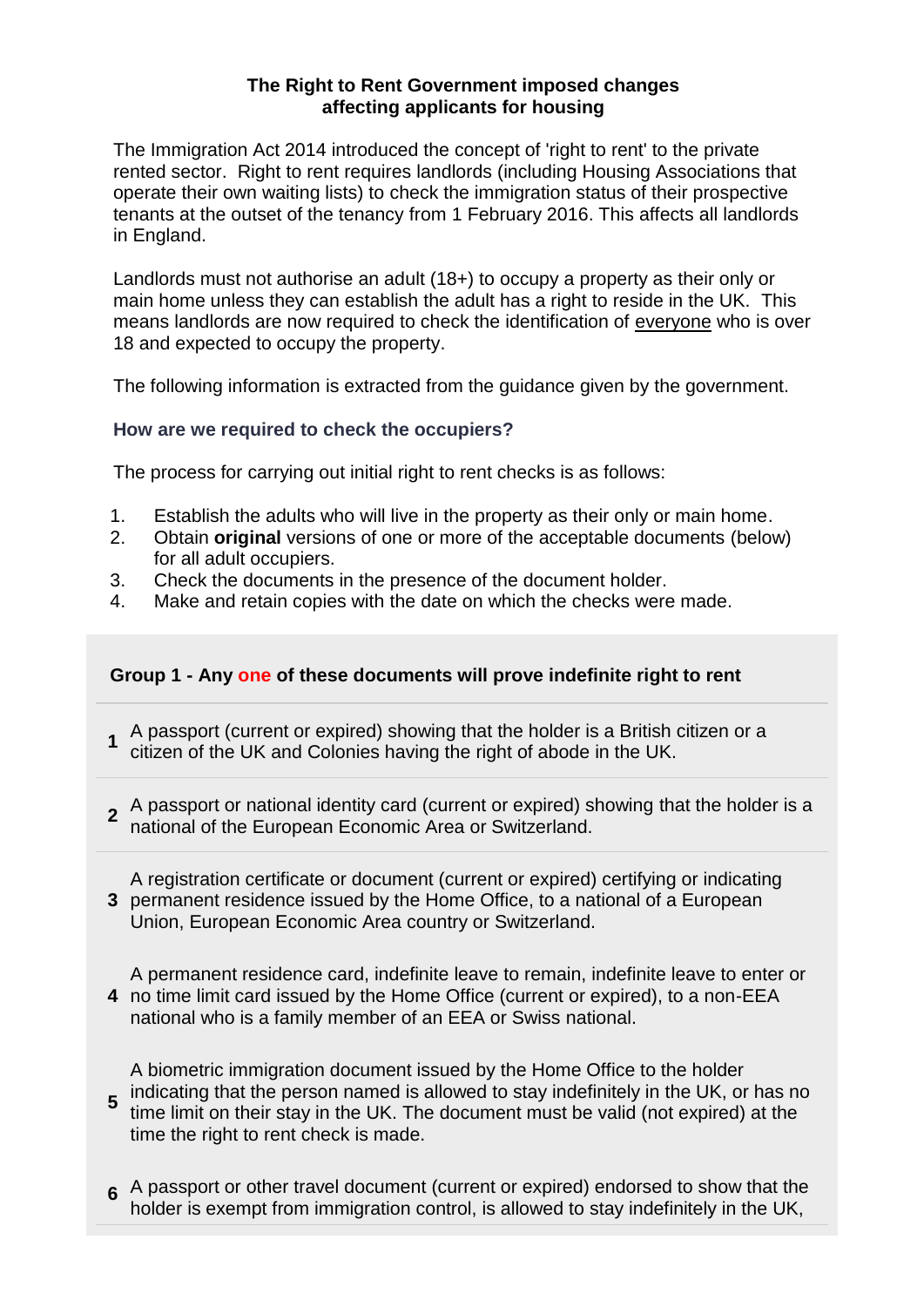**The Right to Rent Government imposed changes affecting applicants for housing**

The Immigration Act 2014 introduced the concept of 'right to rent' to the private rented sector. Right to rent requires landlords (including Housing Associations that operate their own waiting lists) to check the immigration status of their prospective tenants at the outset of the tenancy from 1 February 2016. This affects all landlords in England.

Landlords must not authorise an adult (18+) to occupy a property as their only or main home unless they can establish the adult has a right to reside in the UK. This means landlords are now required to check the identification of <u>everyone</u> who is over 18 and expected to occupy the property.

The following information is extracted from the guidance given by the government.

### How are we required to check the occupiers?

The process for carrying out initial right to rent checks is as follows:

1. Establish the adults who will live in the property as their only or main home.
2. Obtain **original** versions of one or more of the acceptable documents (below) for all adult occupiers.
3. Check the documents in the presence of the document holder.
4. Make and retain copies with the date on which the checks were made.

| **Group 1 - Any one of these documents will prove indefinite right to rent** | |
|---|---|
| **1** | A passport (current or expired) showing that the holder is a British citizen or a citizen of the UK and Colonies having the right of abode in the UK. |
| **2** | A passport or national identity card (current or expired) showing that the holder is a national of the European Economic Area or Switzerland. |
| **3** | A registration certificate or document (current or expired) certifying or indicating permanent residence issued by the Home Office, to a national of a European Union, European Economic Area country or Switzerland. |
| **4** | A permanent residence card, indefinite leave to remain, indefinite leave to enter or no time limit card issued by the Home Office (current or expired), to a non-EEA national who is a family member of an EEA or Swiss national. |
| **5** | A biometric immigration document issued by the Home Office to the holder indicating that the person named is allowed to stay indefinitely in the UK, or has no time limit on their stay in the UK. The document must be valid (not expired) at the time the right to rent check is made. |
| **6** | A passport or other travel document (current or expired) endorsed to show that the holder is exempt from immigration control, is allowed to stay indefinitely in the UK, |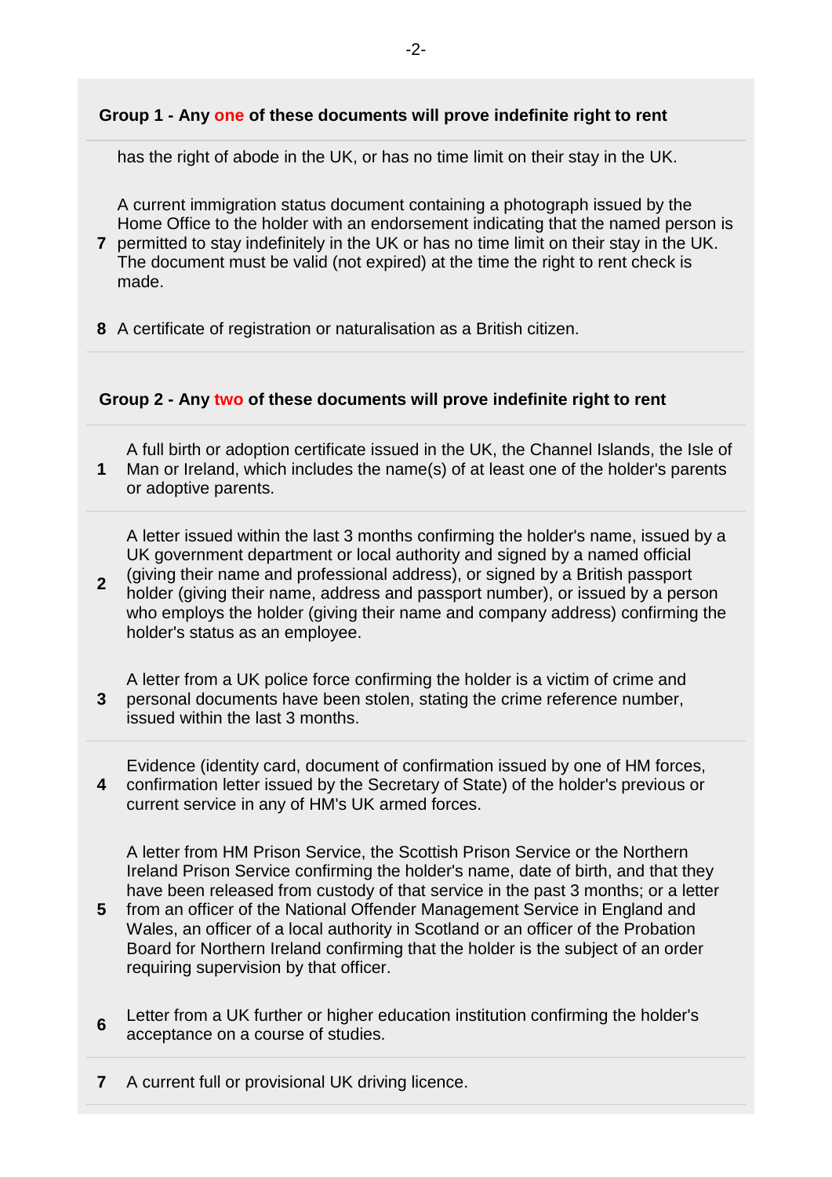### Group 1 - Any one of these documents will prove indefinite right to rent

has the right of abode in the UK, or has no time limit on their stay in the UK.

**7** A current immigration status document containing a photograph issued by the Home Office to the holder with an endorsement indicating that the named person is permitted to stay indefinitely in the UK or has no time limit on their stay in the UK. The document must be valid (not expired) at the time the right to rent check is made.

**8** A certificate of registration or naturalisation as a British citizen.

### Group 2 - Any two of these documents will prove indefinite right to rent

**1** A full birth or adoption certificate issued in the UK, the Channel Islands, the Isle of Man or Ireland, which includes the name(s) of at least one of the holder's parents or adoptive parents.

**2** A letter issued within the last 3 months confirming the holder's name, issued by a UK government department or local authority and signed by a named official (giving their name and professional address), or signed by a British passport holder (giving their name, address and passport number), or issued by a person who employs the holder (giving their name and company address) confirming the holder's status as an employee.

**3** A letter from a UK police force confirming the holder is a victim of crime and personal documents have been stolen, stating the crime reference number, issued within the last 3 months.

**4** Evidence (identity card, document of confirmation issued by one of HM forces, confirmation letter issued by the Secretary of State) of the holder's previous or current service in any of HM's UK armed forces.

**5** A letter from HM Prison Service, the Scottish Prison Service or the Northern Ireland Prison Service confirming the holder's name, date of birth, and that they have been released from custody of that service in the past 3 months; or a letter from an officer of the National Offender Management Service in England and Wales, an officer of a local authority in Scotland or an officer of the Probation Board for Northern Ireland confirming that the holder is the subject of an order requiring supervision by that officer.

**6** Letter from a UK further or higher education institution confirming the holder's acceptance on a course of studies.

**7** A current full or provisional UK driving licence.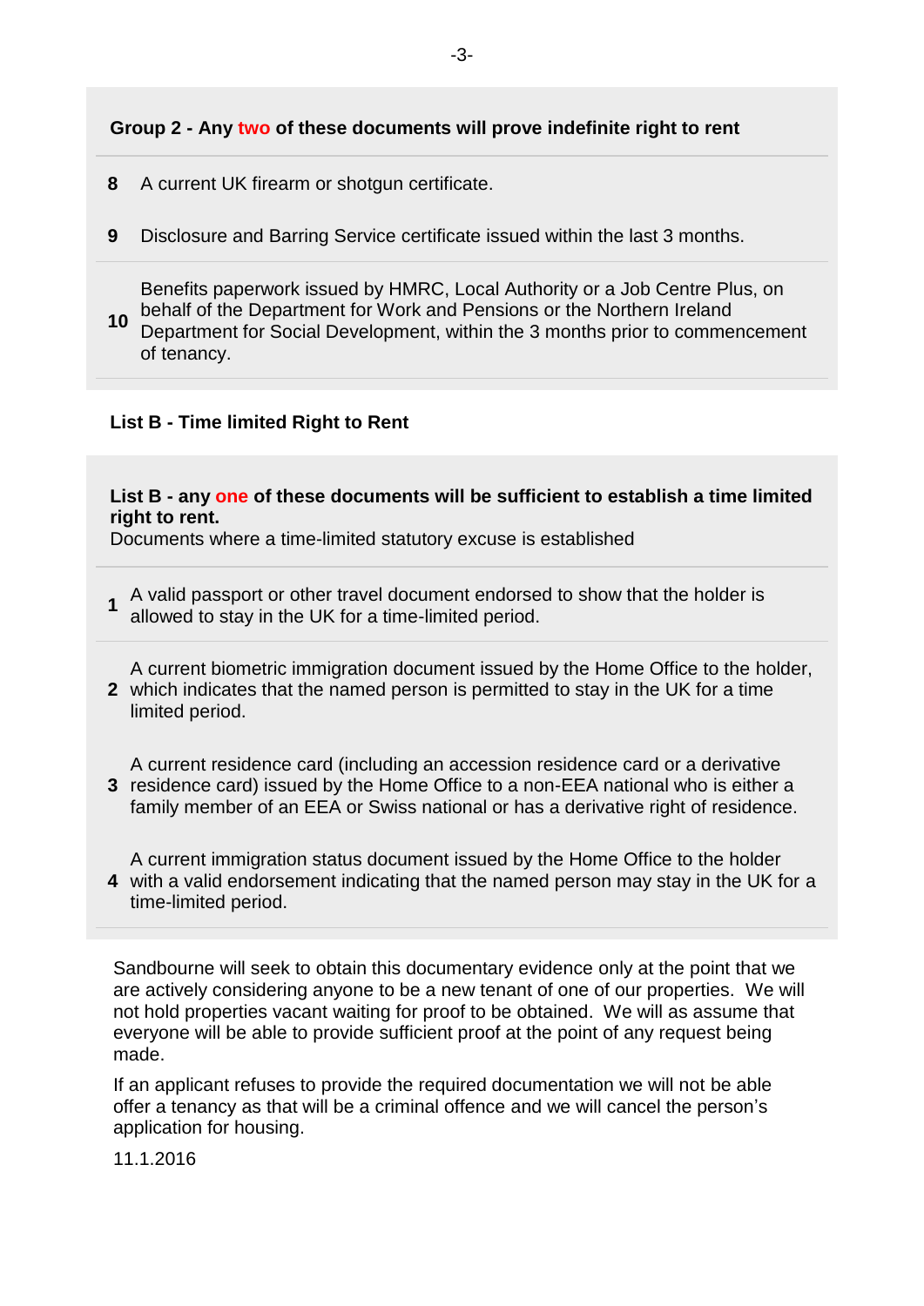**Group 2 - Any two of these documents will prove indefinite right to rent**

| | |
|---|---|
| **8** | A current UK firearm or shotgun certificate. |
| **9** | Disclosure and Barring Service certificate issued within the last 3 months. |
| **10** | Benefits paperwork issued by HMRC, Local Authority or a Job Centre Plus, on behalf of the Department for Work and Pensions or the Northern Ireland Department for Social Development, within the 3 months prior to commencement of tenancy. |

**List B - Time limited Right to Rent**

**List B - any one of these documents will be sufficient to establish a time limited right to rent.**
Documents where a time-limited statutory excuse is established

| | |
|---|---|
| **1** | A valid passport or other travel document endorsed to show that the holder is allowed to stay in the UK for a time-limited period. |
| **2** | A current biometric immigration document issued by the Home Office to the holder, which indicates that the named person is permitted to stay in the UK for a time limited period. |
| **3** | A current residence card (including an accession residence card or a derivative residence card) issued by the Home Office to a non-EEA national who is either a family member of an EEA or Swiss national or has a derivative right of residence. |
| **4** | A current immigration status document issued by the Home Office to the holder with a valid endorsement indicating that the named person may stay in the UK for a time-limited period. |

Sandbourne will seek to obtain this documentary evidence only at the point that we are actively considering anyone to be a new tenant of one of our properties. We will not hold properties vacant waiting for proof to be obtained. We will as assume that everyone will be able to provide sufficient proof at the point of any request being made.

If an applicant refuses to provide the required documentation we will not be able offer a tenancy as that will be a criminal offence and we will cancel the person's application for housing.

11.1.2016